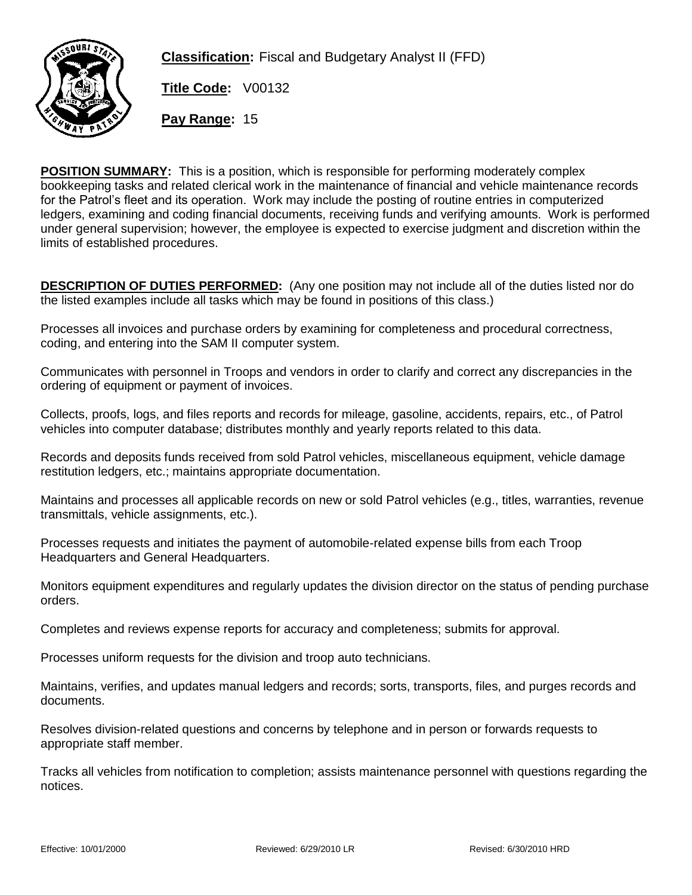**Classification:** Fiscal and Budgetary Analyst II (FFD)

**Title Code:** V00132

**Pay Range:** 15

**POSITION SUMMARY:** This is a position, which is responsible for performing moderately complex bookkeeping tasks and related clerical work in the maintenance of financial and vehicle maintenance records for the Patrol's fleet and its operation. Work may include the posting of routine entries in computerized ledgers, examining and coding financial documents, receiving funds and verifying amounts. Work is performed under general supervision; however, the employee is expected to exercise judgment and discretion within the limits of established procedures.

**DESCRIPTION OF DUTIES PERFORMED:** (Any one position may not include all of the duties listed nor do the listed examples include all tasks which may be found in positions of this class.)

Processes all invoices and purchase orders by examining for completeness and procedural correctness, coding, and entering into the SAM II computer system.

Communicates with personnel in Troops and vendors in order to clarify and correct any discrepancies in the ordering of equipment or payment of invoices.

Collects, proofs, logs, and files reports and records for mileage, gasoline, accidents, repairs, etc., of Patrol vehicles into computer database; distributes monthly and yearly reports related to this data.

Records and deposits funds received from sold Patrol vehicles, miscellaneous equipment, vehicle damage restitution ledgers, etc.; maintains appropriate documentation.

Maintains and processes all applicable records on new or sold Patrol vehicles (e.g., titles, warranties, revenue transmittals, vehicle assignments, etc.).

Processes requests and initiates the payment of automobile-related expense bills from each Troop Headquarters and General Headquarters.

Monitors equipment expenditures and regularly updates the division director on the status of pending purchase orders.

Completes and reviews expense reports for accuracy and completeness; submits for approval.

Processes uniform requests for the division and troop auto technicians.

Maintains, verifies, and updates manual ledgers and records; sorts, transports, files, and purges records and documents.

Resolves division-related questions and concerns by telephone and in person or forwards requests to appropriate staff member.

Tracks all vehicles from notification to completion; assists maintenance personnel with questions regarding the notices.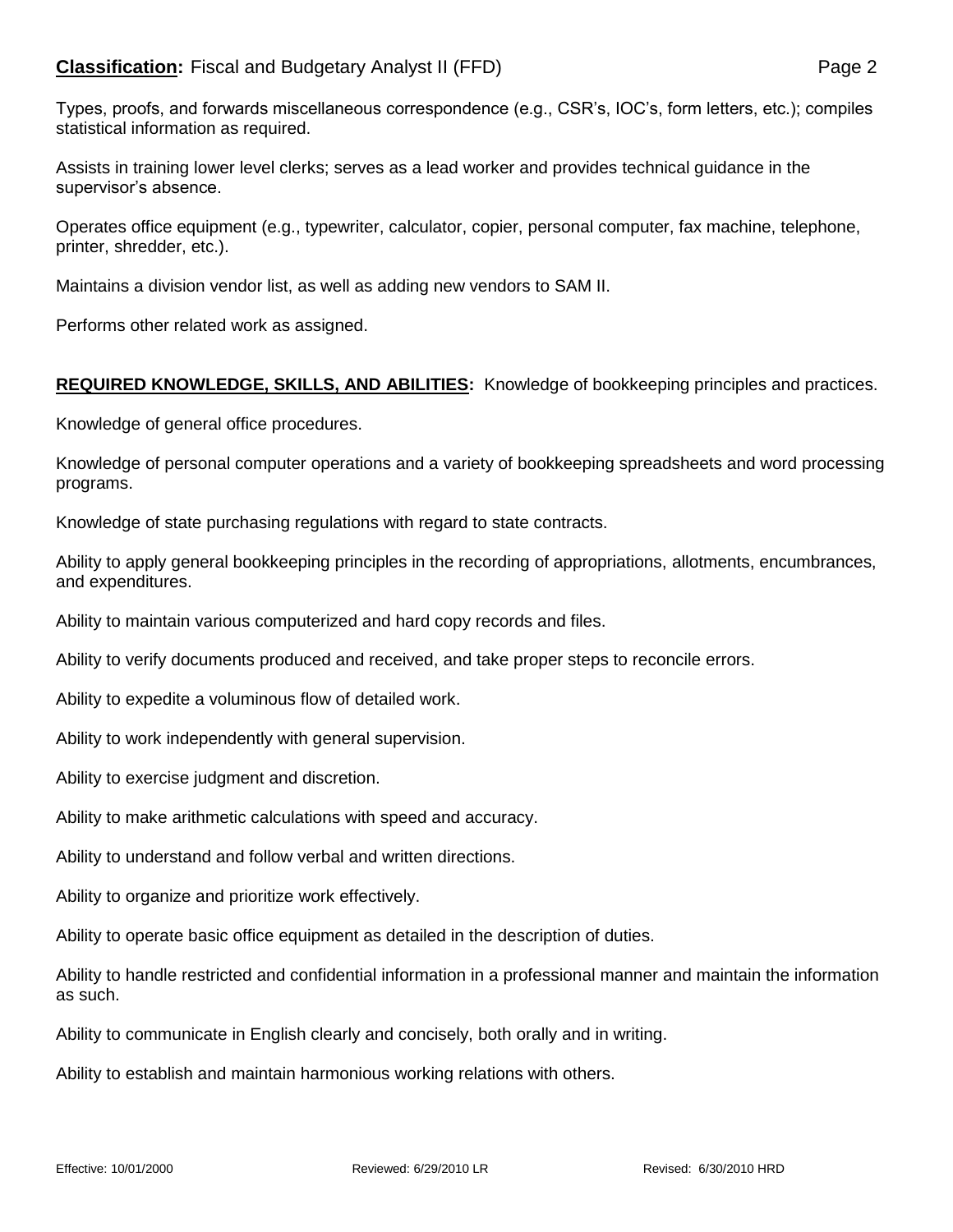Types, proofs, and forwards miscellaneous correspondence (e.g., CSR's, IOC's, form letters, etc.); compiles statistical information as required.

Assists in training lower level clerks; serves as a lead worker and provides technical guidance in the supervisor's absence.

Operates office equipment (e.g., typewriter, calculator, copier, personal computer, fax machine, telephone, printer, shredder, etc.).

Maintains a division vendor list, as well as adding new vendors to SAM II.

Performs other related work as assigned.

**REQUIRED KNOWLEDGE, SKILLS, AND ABILITIES:** Knowledge of bookkeeping principles and practices.

Knowledge of general office procedures.

Knowledge of personal computer operations and a variety of bookkeeping spreadsheets and word processing programs.

Knowledge of state purchasing regulations with regard to state contracts.

Ability to apply general bookkeeping principles in the recording of appropriations, allotments, encumbrances, and expenditures.

Ability to maintain various computerized and hard copy records and files.

Ability to verify documents produced and received, and take proper steps to reconcile errors.

Ability to expedite a voluminous flow of detailed work.

Ability to work independently with general supervision.

Ability to exercise judgment and discretion.

Ability to make arithmetic calculations with speed and accuracy.

Ability to understand and follow verbal and written directions.

Ability to organize and prioritize work effectively.

Ability to operate basic office equipment as detailed in the description of duties.

Ability to handle restricted and confidential information in a professional manner and maintain the information as such.

Ability to communicate in English clearly and concisely, both orally and in writing.

Ability to establish and maintain harmonious working relations with others.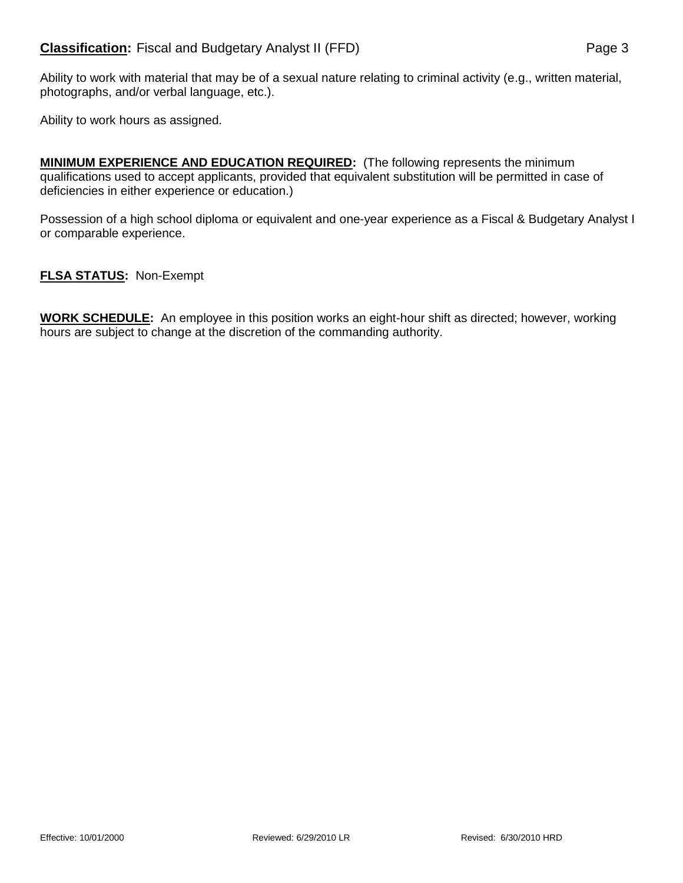Ability to work with material that may be of a sexual nature relating to criminal activity (e.g., written material, photographs, and/or verbal language, etc.).

Ability to work hours as assigned.

**MINIMUM EXPERIENCE AND EDUCATION REQUIRED:** (The following represents the minimum qualifications used to accept applicants, provided that equivalent substitution will be permitted in case of deficiencies in either experience or education.)

Possession of a high school diploma or equivalent and one-year experience as a Fiscal & Budgetary Analyst I or comparable experience.

**FLSA STATUS:** Non-Exempt

**WORK SCHEDULE:** An employee in this position works an eight-hour shift as directed; however, working hours are subject to change at the discretion of the commanding authority.